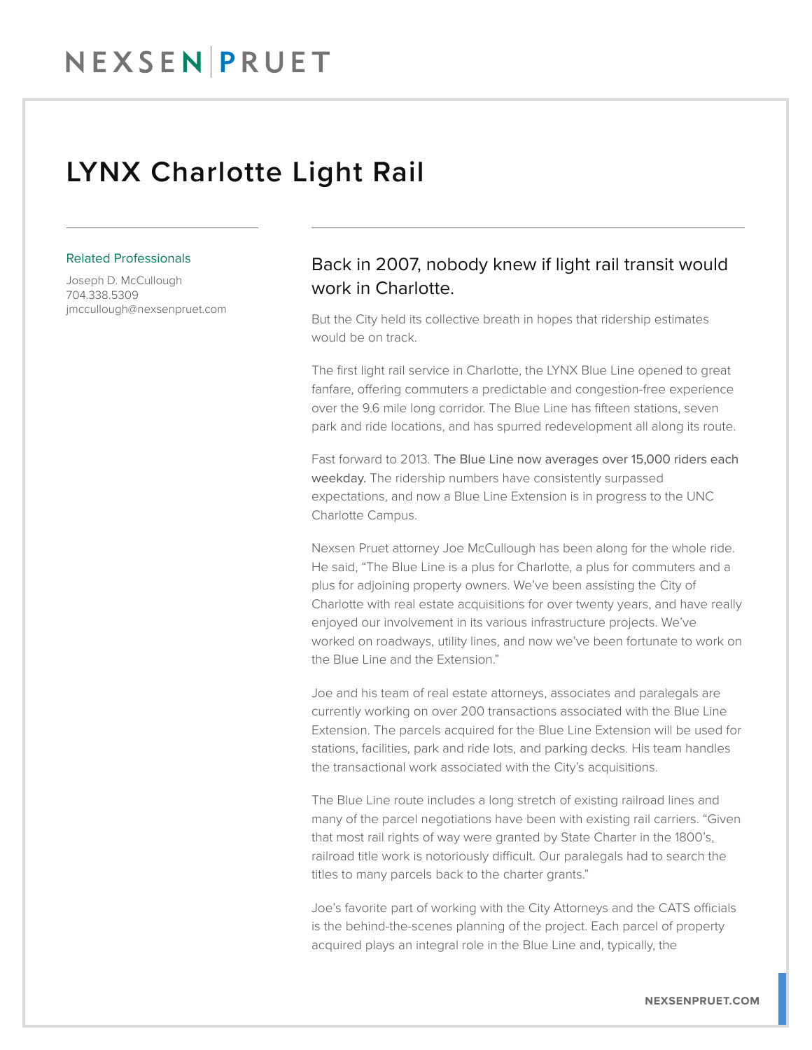NEXSEN | PRUET

# LYNX Charlotte Light Rail

Related Professionals

Joseph D. McCullough
704.338.5309
jmccullough@nexsenpruet.com

## Back in 2007, nobody knew if light rail transit would work in Charlotte.

But the City held its collective breath in hopes that ridership estimates would be on track.

The first light rail service in Charlotte, the LYNX Blue Line opened to great fanfare, offering commuters a predictable and congestion-free experience over the 9.6 mile long corridor. The Blue Line has fifteen stations, seven park and ride locations, and has spurred redevelopment all along its route.

Fast forward to 2013. The Blue Line now averages over 15,000 riders each weekday. The ridership numbers have consistently surpassed expectations, and now a Blue Line Extension is in progress to the UNC Charlotte Campus.

Nexsen Pruet attorney Joe McCullough has been along for the whole ride. He said, "The Blue Line is a plus for Charlotte, a plus for commuters and a plus for adjoining property owners. We've been assisting the City of Charlotte with real estate acquisitions for over twenty years, and have really enjoyed our involvement in its various infrastructure projects. We've worked on roadways, utility lines, and now we've been fortunate to work on the Blue Line and the Extension."

Joe and his team of real estate attorneys, associates and paralegals are currently working on over 200 transactions associated with the Blue Line Extension. The parcels acquired for the Blue Line Extension will be used for stations, facilities, park and ride lots, and parking decks. His team handles the transactional work associated with the City's acquisitions.

The Blue Line route includes a long stretch of existing railroad lines and many of the parcel negotiations have been with existing rail carriers. "Given that most rail rights of way were granted by State Charter in the 1800's, railroad title work is notoriously difficult. Our paralegals had to search the titles to many parcels back to the charter grants."

Joe's favorite part of working with the City Attorneys and the CATS officials is the behind-the-scenes planning of the project. Each parcel of property acquired plays an integral role in the Blue Line and, typically, the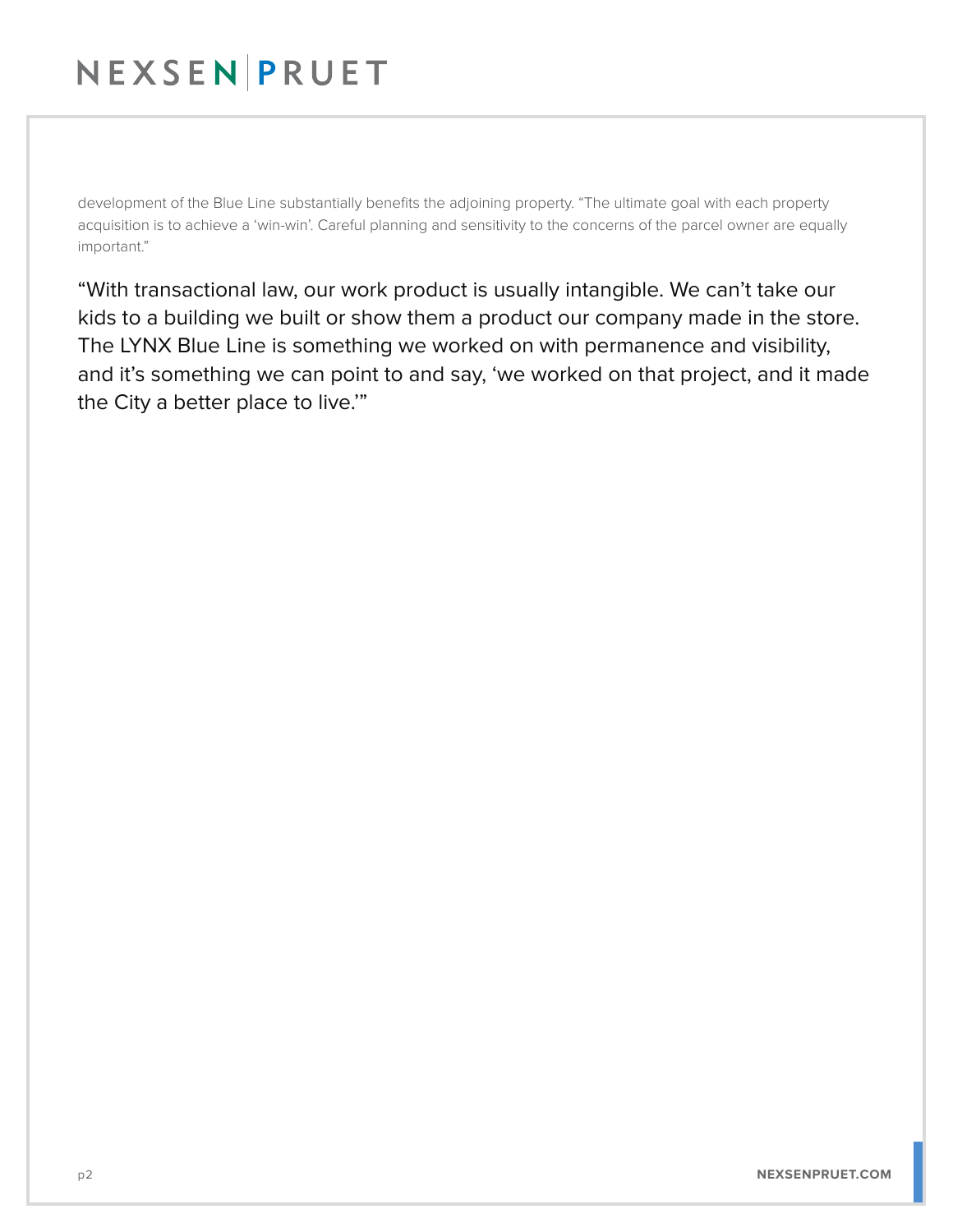development of the Blue Line substantially benefits the adjoining property. "The ultimate goal with each property acquisition is to achieve a 'win-win'. Careful planning and sensitivity to the concerns of the parcel owner are equally important."

"With transactional law, our work product is usually intangible. We can't take our kids to a building we built or show them a product our company made in the store. The LYNX Blue Line is something we worked on with permanence and visibility, and it's something we can point to and say, 'we worked on that project, and it made the City a better place to live.'"